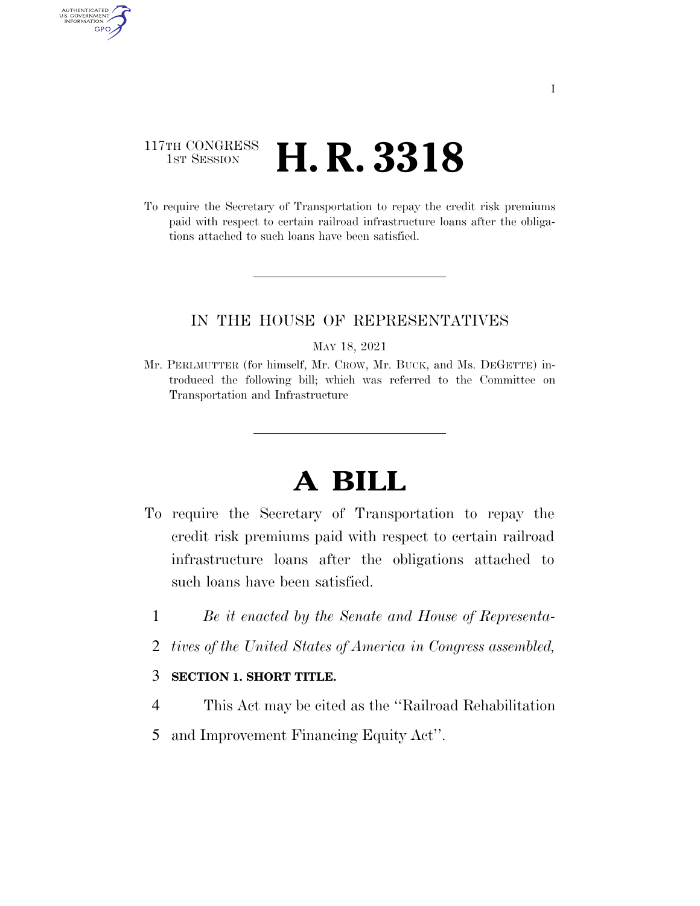117TH CONGRESS
1ST SESSION

# H. R. 3318

To require the Secretary of Transportation to repay the credit risk premiums paid with respect to certain railroad infrastructure loans after the obligations attached to such loans have been satisfied.

IN THE HOUSE OF REPRESENTATIVES

MAY 18, 2021

Mr. PERLMUTTER (for himself, Mr. CROW, Mr. BUCK, and Ms. DEGETTE) introduced the following bill; which was referred to the Committee on Transportation and Infrastructure

# A BILL

To require the Secretary of Transportation to repay the credit risk premiums paid with respect to certain railroad infrastructure loans after the obligations attached to such loans have been satisfied.

*Be it enacted by the Senate and House of Representatives of the United States of America in Congress assembled,*

**SECTION 1. SHORT TITLE.**

This Act may be cited as the ''Railroad Rehabilitation and Improvement Financing Equity Act''.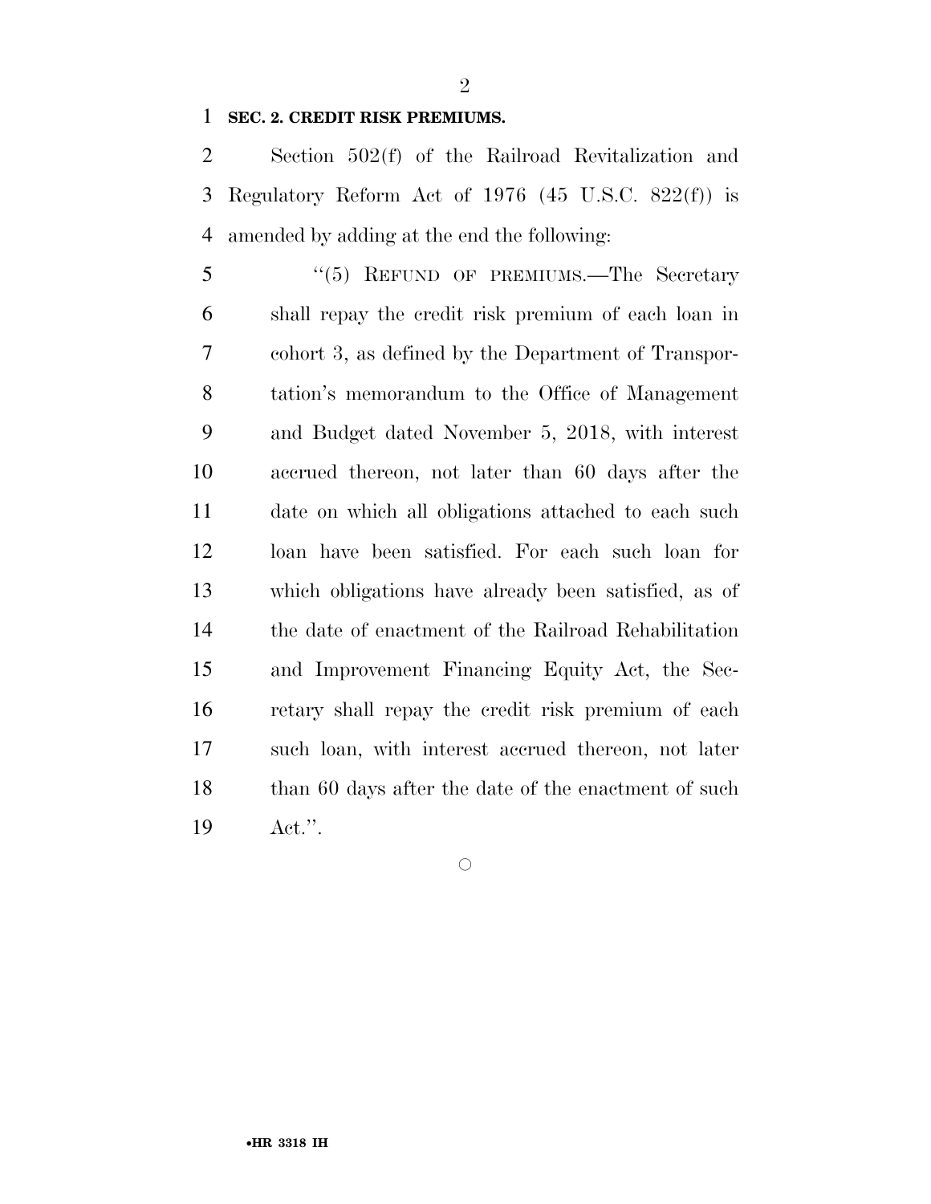**SEC. 2. CREDIT RISK PREMIUMS.**

Section 502(f) of the Railroad Revitalization and Regulatory Reform Act of 1976 (45 U.S.C. 822(f)) is amended by adding at the end the following:

"(5) REFUND OF PREMIUMS.—The Secretary shall repay the credit risk premium of each loan in cohort 3, as defined by the Department of Transportation's memorandum to the Office of Management and Budget dated November 5, 2018, with interest accrued thereon, not later than 60 days after the date on which all obligations attached to each such loan have been satisfied. For each such loan for which obligations have already been satisfied, as of the date of enactment of the Railroad Rehabilitation and Improvement Financing Equity Act, the Secretary shall repay the credit risk premium of each such loan, with interest accrued thereon, not later than 60 days after the date of the enactment of such Act.".